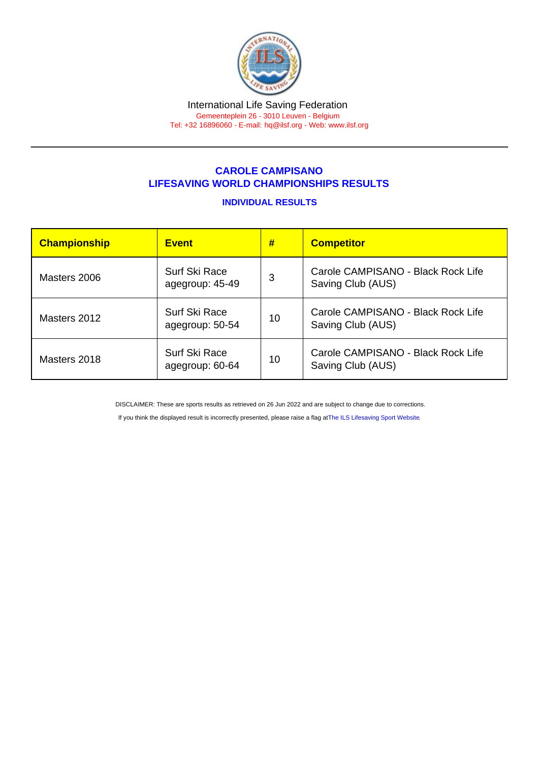International Life Saving Federation

Gemeenteplein 26 - 3010 Leuven - Belgium

Tel: +32 16896060 - E-mail: hq@ilsf.org - Web: www.ilsf.org

## CAROLE CAMPISANO
## LIFESAVING WORLD CHAMPIONSHIPS RESULTS

### INDIVIDUAL RESULTS

| Championship | Event | # | Competitor |
| --- | --- | --- | --- |
| Masters 2006 | Surf Ski Race agegroup: 45-49 | 3 | Carole CAMPISANO - Black Rock Life Saving Club (AUS) |
| Masters 2012 | Surf Ski Race agegroup: 50-54 | 10 | Carole CAMPISANO - Black Rock Life Saving Club (AUS) |
| Masters 2018 | Surf Ski Race agegroup: 60-64 | 10 | Carole CAMPISANO - Black Rock Life Saving Club (AUS) |

DISCLAIMER: These are sports results as retrieved on 26 Jun 2022 and are subject to change due to corrections.

If you think the displayed result is incorrectly presented, please raise a flag at The ILS Lifesaving Sport Website.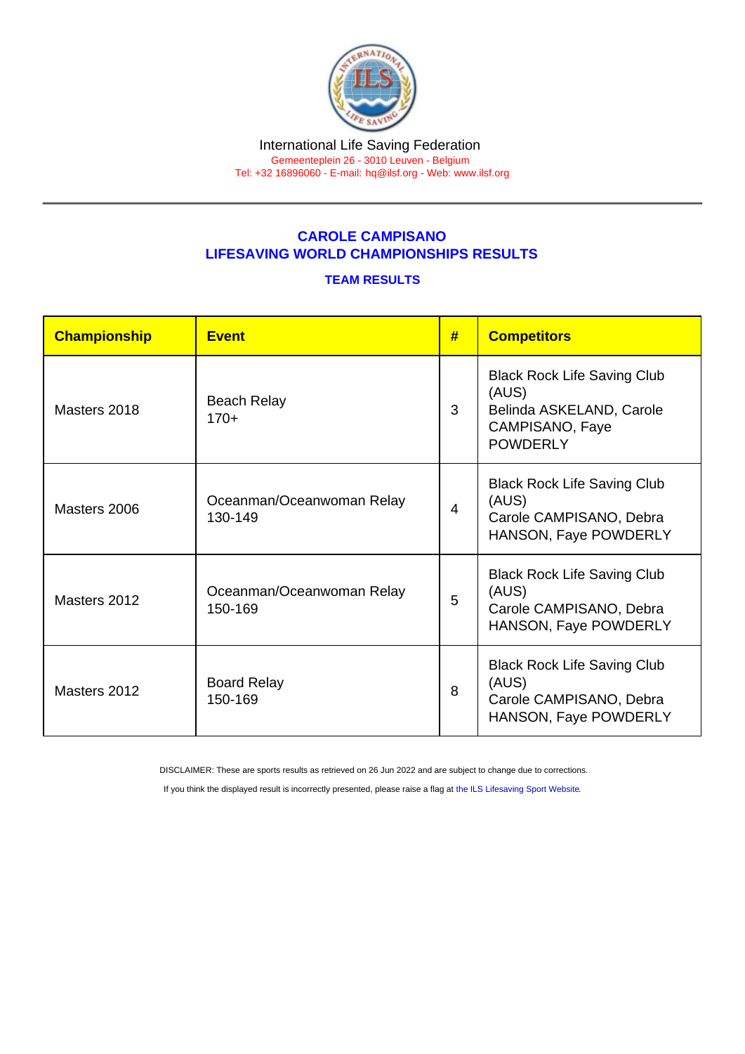International Life Saving Federation

Gemeenteplein 26 - 3010 Leuven - Belgium

Tel: +32 16896060 - E-mail: hq@ilsf.org - Web: www.ilsf.org

## CAROLE CAMPISANO
## LIFESAVING WORLD CHAMPIONSHIPS RESULTS

### TEAM RESULTS

| Championship | Event | # | Competitors |
|---|---|---|---|
| Masters 2018 | Beach Relay 170+ | 3 | Black Rock Life Saving Club (AUS) Belinda ASKELAND, Carole CAMPISANO, Faye POWDERLY |
| Masters 2006 | Oceanman/Oceanwoman Relay 130-149 | 4 | Black Rock Life Saving Club (AUS) Carole CAMPISANO, Debra HANSON, Faye POWDERLY |
| Masters 2012 | Oceanman/Oceanwoman Relay 150-169 | 5 | Black Rock Life Saving Club (AUS) Carole CAMPISANO, Debra HANSON, Faye POWDERLY |
| Masters 2012 | Board Relay 150-169 | 8 | Black Rock Life Saving Club (AUS) Carole CAMPISANO, Debra HANSON, Faye POWDERLY |

DISCLAIMER: These are sports results as retrieved on 26 Jun 2022 and are subject to change due to corrections.

If you think the displayed result is incorrectly presented, please raise a flag at the ILS Lifesaving Sport Website.